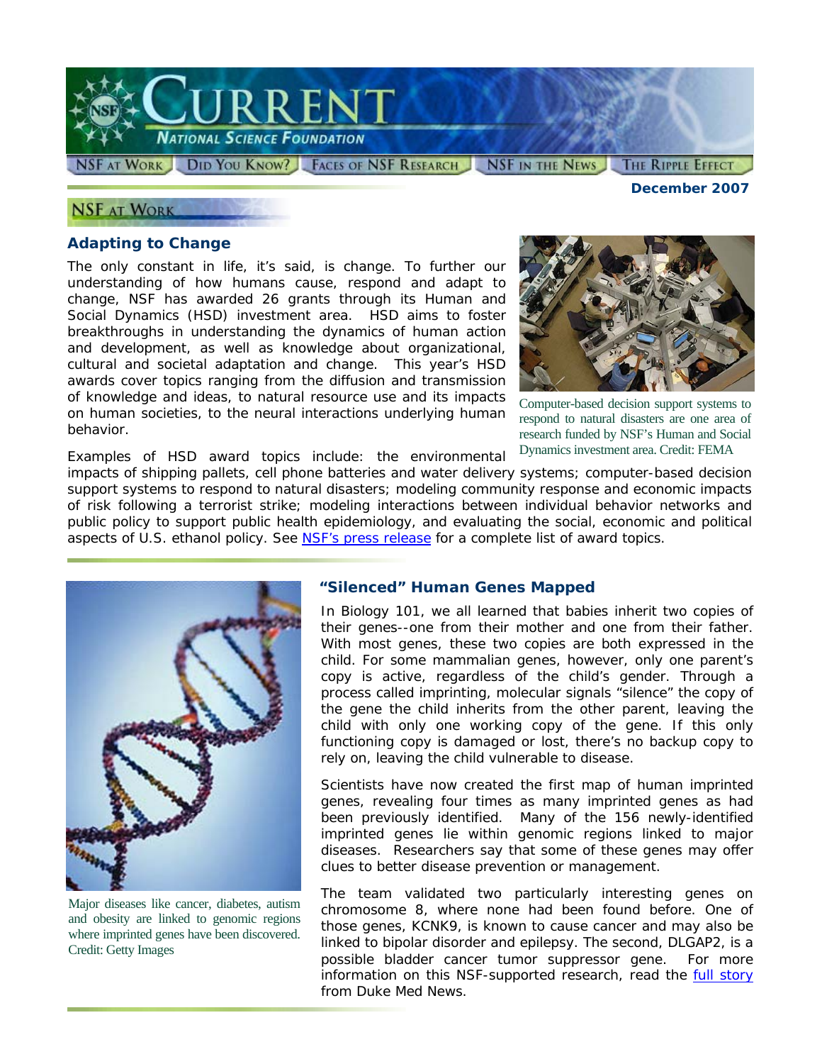# CURRENT

National Science Foundation

NSF at Work | Did You Know? | Faces of NSF Research | NSF in the News | The Ripple Effect

**December 2007**

## NSF at Work

### Adapting to Change

The only constant in life, it's said, is change. To further our understanding of how humans cause, respond and adapt to change, NSF has awarded 26 grants through its Human and Social Dynamics (HSD) investment area. HSD aims to foster breakthroughs in understanding the dynamics of human action and development, as well as knowledge about organizational, cultural and societal adaptation and change. This year's HSD awards cover topics ranging from the diffusion and transmission of knowledge and ideas, to natural resource use and its impacts on human societies, to the neural interactions underlying human behavior.

Computer-based decision support systems to respond to natural disasters are one area of research funded by NSF's Human and Social Dynamics investment area. Credit: FEMA

Examples of HSD award topics include: the environmental impacts of shipping pallets, cell phone batteries and water delivery systems; computer-based decision support systems to respond to natural disasters; modeling community response and economic impacts of risk following a terrorist strike; modeling interactions between individual behavior networks and public policy to support public health epidemiology, and evaluating the social, economic and political aspects of U.S. ethanol policy. See NSF's press release for a complete list of award topics.

### "Silenced" Human Genes Mapped

In Biology 101, we all learned that babies inherit two copies of their genes--one from their mother and one from their father. With most genes, these two copies are both expressed in the child. For some mammalian genes, however, only one parent's copy is active, regardless of the child's gender. Through a process called imprinting, molecular signals "silence" the copy of the gene the child inherits from the other parent, leaving the child with only one working copy of the gene. If this only functioning copy is damaged or lost, there's no backup copy to rely on, leaving the child vulnerable to disease.

Scientists have now created the first map of human imprinted genes, revealing four times as many imprinted genes as had been previously identified. Many of the 156 newly-identified imprinted genes lie within genomic regions linked to major diseases. Researchers say that some of these genes may offer clues to better disease prevention or management.

The team validated two particularly interesting genes on chromosome 8, where none had been found before. One of those genes, KCNK9, is known to cause cancer and may also be linked to bipolar disorder and epilepsy. The second, DLGAP2, is a possible bladder cancer tumor suppressor gene. For more information on this NSF-supported research, read the full story from Duke Med News.

Major diseases like cancer, diabetes, autism and obesity are linked to genomic regions where imprinted genes have been discovered. Credit: Getty Images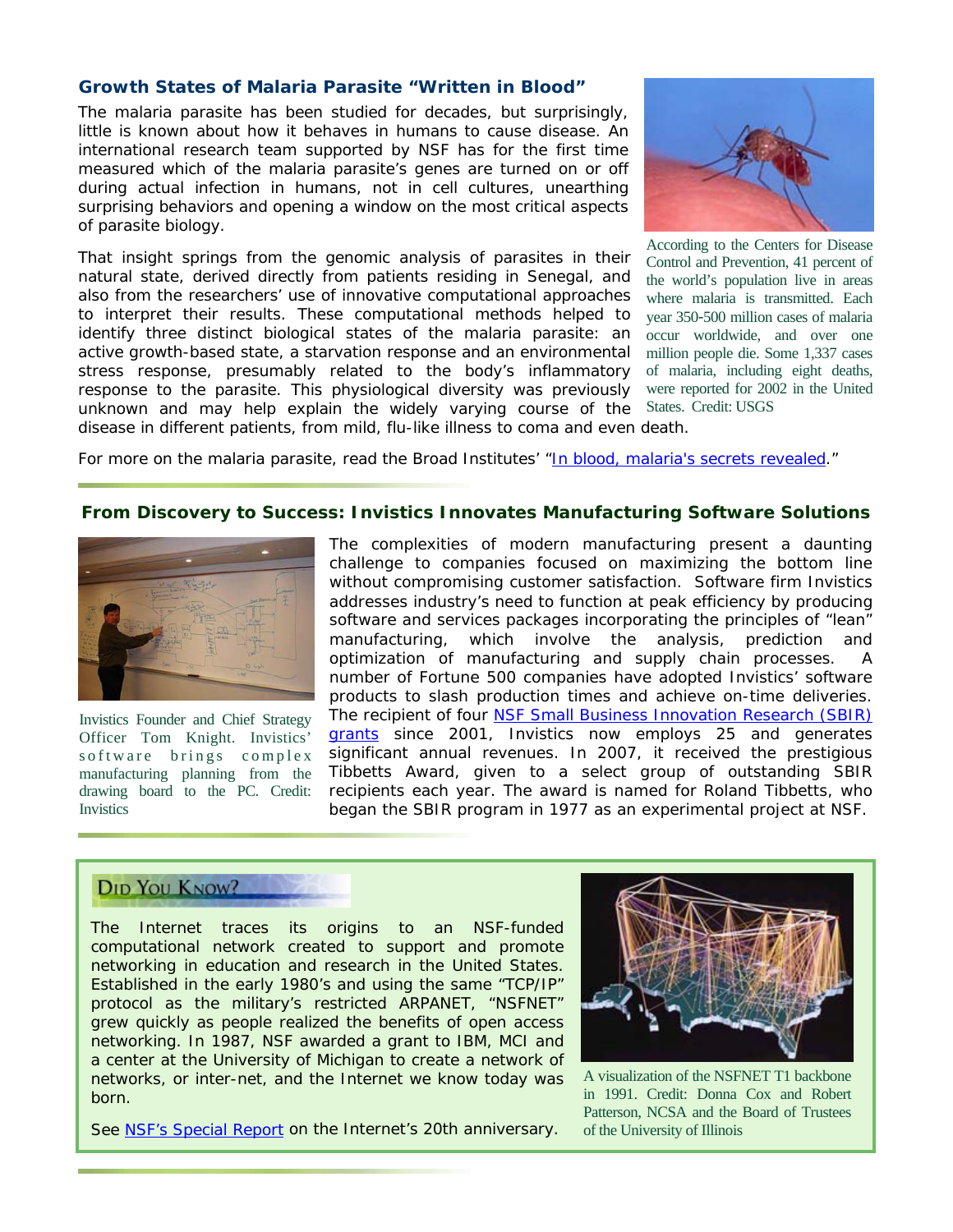## Growth States of Malaria Parasite "Written in Blood"

The malaria parasite has been studied for decades, but surprisingly, little is known about how it behaves in humans to cause disease. An international research team supported by NSF has for the first time measured which of the malaria parasite's genes are turned on or off during actual infection in humans, not in cell cultures, unearthing surprising behaviors and opening a window on the most critical aspects of parasite biology.

That insight springs from the genomic analysis of parasites in their natural state, derived directly from patients residing in Senegal, and also from the researchers' use of innovative computational approaches to interpret their results. These computational methods helped to identify three distinct biological states of the malaria parasite: an active growth-based state, a starvation response and an environmental stress response, presumably related to the body's inflammatory response to the parasite. This physiological diversity was previously unknown and may help explain the widely varying course of the disease in different patients, from mild, flu-like illness to coma and even death.

According to the Centers for Disease Control and Prevention, 41 percent of the world's population live in areas where malaria is transmitted. Each year 350-500 million cases of malaria occur worldwide, and over one million people die. Some 1,337 cases of malaria, including eight deaths, were reported for 2002 in the United States. Credit: USGS

For more on the malaria parasite, read the Broad Institutes' "In blood, malaria's secrets revealed."

## From Discovery to Success: Invistics Innovates Manufacturing Software Solutions

Invistics Founder and Chief Strategy Officer Tom Knight. Invistics' software brings complex manufacturing planning from the drawing board to the PC. Credit: Invistics

The complexities of modern manufacturing present a daunting challenge to companies focused on maximizing the bottom line without compromising customer satisfaction. Software firm Invistics addresses industry's need to function at peak efficiency by producing software and services packages incorporating the principles of "lean" manufacturing, which involve the analysis, prediction and optimization of manufacturing and supply chain processes. A number of Fortune 500 companies have adopted Invistics' software products to slash production times and achieve on-time deliveries. The recipient of four NSF Small Business Innovation Research (SBIR) grants since 2001, Invistics now employs 25 and generates significant annual revenues. In 2007, it received the prestigious Tibbetts Award, given to a select group of outstanding SBIR recipients each year. The award is named for Roland Tibbetts, who began the SBIR program in 1977 as an experimental project at NSF.

## Did You Know?

The Internet traces its origins to an NSF-funded computational network created to support and promote networking in education and research in the United States. Established in the early 1980's and using the same "TCP/IP" protocol as the military's restricted ARPANET, "NSFNET" grew quickly as people realized the benefits of open access networking. In 1987, NSF awarded a grant to IBM, MCI and a center at the University of Michigan to create a network of networks, or inter-net, and the Internet we know today was born.

See NSF's Special Report on the Internet's 20th anniversary.

A visualization of the NSFNET T1 backbone in 1991. Credit: Donna Cox and Robert Patterson, NCSA and the Board of Trustees of the University of Illinois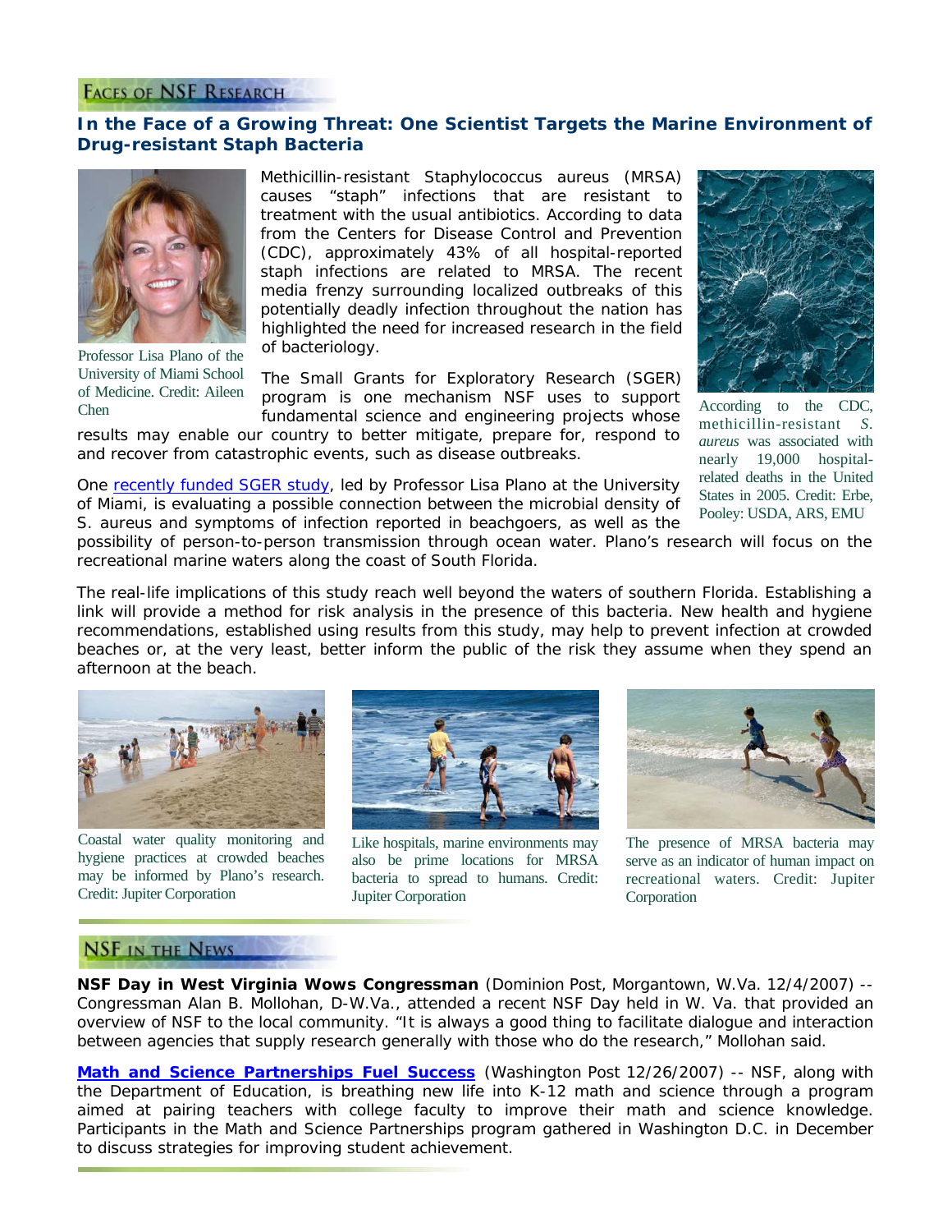## Faces of NSF Research

### In the Face of a Growing Threat: One Scientist Targets the Marine Environment of Drug-resistant Staph Bacteria

Professor Lisa Plano of the University of Miami School of Medicine. Credit: Aileen Chen

Methicillin-resistant Staphylococcus aureus (MRSA) causes “staph” infections that are resistant to treatment with the usual antibiotics. According to data from the Centers for Disease Control and Prevention (CDC), approximately 43% of all hospital-reported staph infections are related to MRSA. The recent media frenzy surrounding localized outbreaks of this potentially deadly infection throughout the nation has highlighted the need for increased research in the field of bacteriology.

According to the CDC, methicillin-resistant *S. aureus* was associated with nearly 19,000 hospital-related deaths in the United States in 2005. Credit: Erbe, Pooley: USDA, ARS, EMU

The Small Grants for Exploratory Research (SGER) program is one mechanism NSF uses to support fundamental science and engineering projects whose results may enable our country to better mitigate, prepare for, respond to and recover from catastrophic events, such as disease outbreaks.

One recently funded SGER study, led by Professor Lisa Plano at the University of Miami, is evaluating a possible connection between the microbial density of S. aureus and symptoms of infection reported in beachgoers, as well as the possibility of person-to-person transmission through ocean water. Plano’s research will focus on the recreational marine waters along the coast of South Florida.

The real-life implications of this study reach well beyond the waters of southern Florida. Establishing a link will provide a method for risk analysis in the presence of this bacteria. New health and hygiene recommendations, established using results from this study, may help to prevent infection at crowded beaches or, at the very least, better inform the public of the risk they assume when they spend an afternoon at the beach.

Coastal water quality monitoring and hygiene practices at crowded beaches may be informed by Plano’s research. Credit: Jupiter Corporation

Like hospitals, marine environments may also be prime locations for MRSA bacteria to spread to humans. Credit: Jupiter Corporation

The presence of MRSA bacteria may serve as an indicator of human impact on recreational waters. Credit: Jupiter Corporation

## NSF in the News

**NSF Day in West Virginia Wows Congressman** (Dominion Post, Morgantown, W.Va. 12/4/2007) -- Congressman Alan B. Mollohan, D-W.Va., attended a recent NSF Day held in W. Va. that provided an overview of NSF to the local community. “It is always a good thing to facilitate dialogue and interaction between agencies that supply research generally with those who do the research,” Mollohan said.

**Math and Science Partnerships Fuel Success** (Washington Post 12/26/2007) -- NSF, along with the Department of Education, is breathing new life into K-12 math and science through a program aimed at pairing teachers with college faculty to improve their math and science knowledge. Participants in the Math and Science Partnerships program gathered in Washington D.C. in December to discuss strategies for improving student achievement.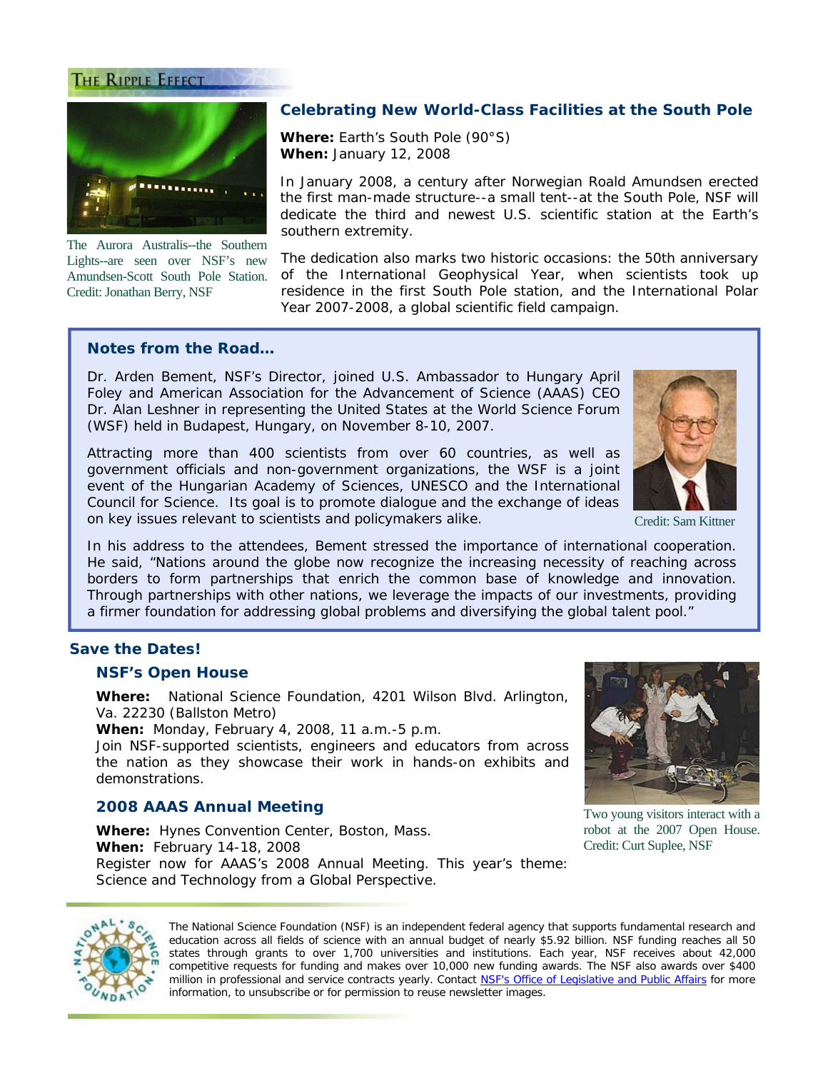The Ripple Effect

The Aurora Australis--the Southern Lights--are seen over NSF's new Amundsen-Scott South Pole Station. Credit: Jonathan Berry, NSF

## Celebrating New World-Class Facilities at the South Pole

**Where:** Earth's South Pole (90°S)
**When:** January 12, 2008

In January 2008, a century after Norwegian Roald Amundsen erected the first man-made structure--a small tent--at the South Pole, NSF will dedicate the third and newest U.S. scientific station at the Earth's southern extremity.

The dedication also marks two historic occasions: the 50th anniversary of the International Geophysical Year, when scientists took up residence in the first South Pole station, and the International Polar Year 2007-2008, a global scientific field campaign.

## Notes from the Road…

Dr. Arden Bement, NSF's Director, joined U.S. Ambassador to Hungary April Foley and American Association for the Advancement of Science (AAAS) CEO Dr. Alan Leshner in representing the United States at the World Science Forum (WSF) held in Budapest, Hungary, on November 8-10, 2007.

Attracting more than 400 scientists from over 60 countries, as well as government officials and non-government organizations, the WSF is a joint event of the Hungarian Academy of Sciences, UNESCO and the International Council for Science. Its goal is to promote dialogue and the exchange of ideas on key issues relevant to scientists and policymakers alike.

Credit: Sam Kittner

In his address to the attendees, Bement stressed the importance of international cooperation. He said, "Nations around the globe now recognize the increasing necessity of reaching across borders to form partnerships that enrich the common base of knowledge and innovation. Through partnerships with other nations, we leverage the impacts of our investments, providing a firmer foundation for addressing global problems and diversifying the global talent pool."

## Save the Dates!

### NSF's Open House

**Where:** National Science Foundation, 4201 Wilson Blvd. Arlington, Va. 22230 (Ballston Metro)
**When:** Monday, February 4, 2008, 11 a.m.-5 p.m.
Join NSF-supported scientists, engineers and educators from across the nation as they showcase their work in hands-on exhibits and demonstrations.

### 2008 AAAS Annual Meeting

**Where:** Hynes Convention Center, Boston, Mass.
**When:** February 14-18, 2008
Register now for AAAS's 2008 Annual Meeting. This year's theme: Science and Technology from a Global Perspective.

Two young visitors interact with a robot at the 2007 Open House. Credit: Curt Suplee, NSF

The National Science Foundation (NSF) is an independent federal agency that supports fundamental research and education across all fields of science with an annual budget of nearly $5.92 billion. NSF funding reaches all 50 states through grants to over 1,700 universities and institutions. Each year, NSF receives about 42,000 competitive requests for funding and makes over 10,000 new funding awards. The NSF also awards over $400 million in professional and service contracts yearly. Contact NSF's Office of Legislative and Public Affairs for more information, to unsubscribe or for permission to reuse newsletter images.